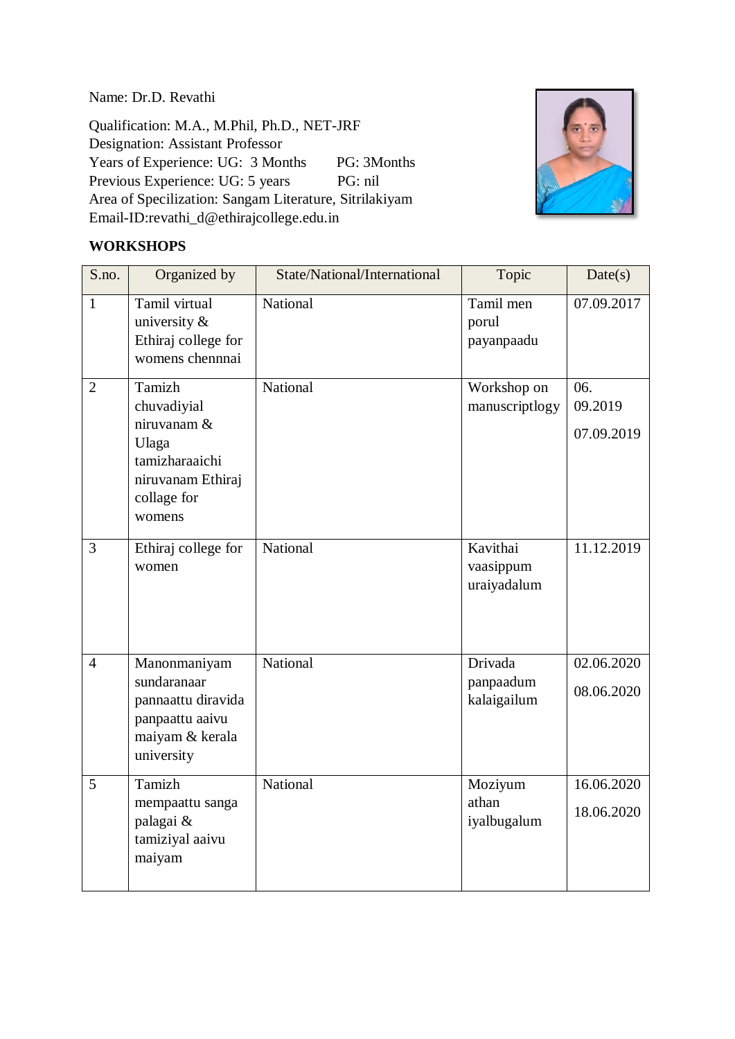Name: Dr.D. Revathi

Qualification: M.A., M.Phil, Ph.D., NET-JRF
Designation: Assistant Professor
Years of Experience: UG: 3 Months PG: 3Months
Previous Experience: UG: 5 years PG: nil
Area of Specilization: Sangam Literature, Sitrilakiyam
Email-ID:revathi_d@ethirajcollege.edu.in

**WORKSHOPS**

| S.no. | Organized by | State/National/International | Topic | Date(s) |
|---|---|---|---|---|
| 1 | Tamil virtual university & Ethiraj college for womens chennnai | National | Tamil men porul payanpaadu | 07.09.2017 |
| 2 | Tamizh chuvadiyial niruvanam & Ulaga tamizharaaichi niruvanam Ethiraj collage for womens | National | Workshop on manuscriptlogy | 06. 09.2019 07.09.2019 |
| 3 | Ethiraj college for women | National | Kavithai vaasippum uraiyadalum | 11.12.2019 |
| 4 | Manonmaniyam sundaranaar pannaattu diravida panpaattu aaivu maiyam & kerala university | National | Drivada panpaadum kalaigailum | 02.06.2020 08.06.2020 |
| 5 | Tamizh mempaattu sanga palagai & tamiziyal aaivu maiyam | National | Moziyum athan iyalbugalum | 16.06.2020 18.06.2020 |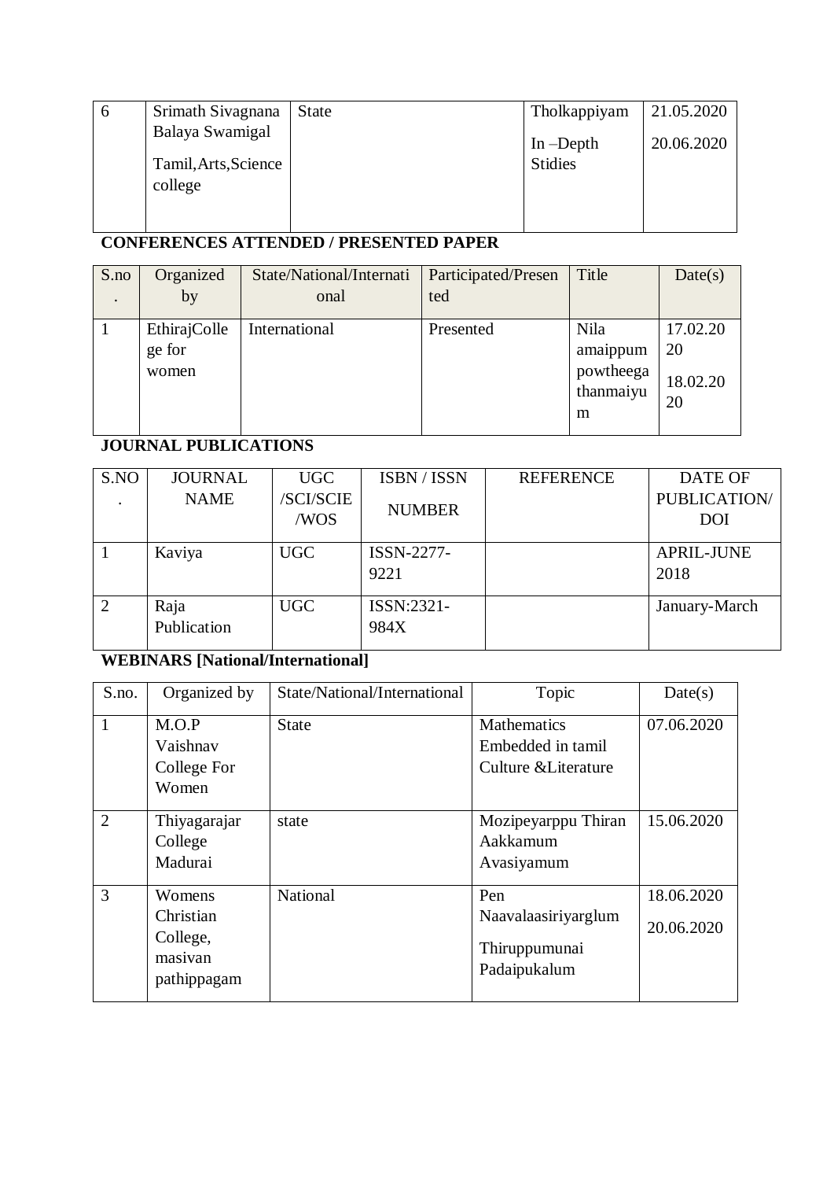| 6 | Srimath Sivagnana Balaya Swamigal Tamil,Arts,Science college | State | Tholkappiyam In –Depth Stidies | 21.05.2020 20.06.2020 |
|---|---|---|---|---|

**CONFERENCES ATTENDED / PRESENTED PAPER**

| S.no. | Organized by | State/National/International | Participated/Presented | Title | Date(s) |
|---|---|---|---|---|---|
| 1 | EthirajCollege for women | International | Presented | Nila amaippum powtheega thanmaiyum | 17.02.2020 18.02.2020 |

**JOURNAL PUBLICATIONS**

| S.NO. | JOURNAL NAME | UGC /SCI/SCIE /WOS | ISBN / ISSN NUMBER | REFERENCE | DATE OF PUBLICATION/ DOI |
|---|---|---|---|---|---|
| 1 | Kaviya | UGC | ISSN-2277-9221 | | APRIL-JUNE 2018 |
| 2 | Raja Publication | UGC | ISSN:2321-984X | | January-March |

**WEBINARS [National/International]**

| S.no. | Organized by | State/National/International | Topic | Date(s) |
|---|---|---|---|---|
| 1 | M.O.P Vaishnav College For Women | State | Mathematics Embedded in tamil Culture &Literature | 07.06.2020 |
| 2 | Thiyagarajar College Madurai | state | Mozipeyarppu Thiran Aakkamum Avasiyamum | 15.06.2020 |
| 3 | Womens Christian College, masivan pathippagam | National | Pen Naavalaasiriyarglum Thiruppumunai Padaipukalum | 18.06.2020 20.06.2020 |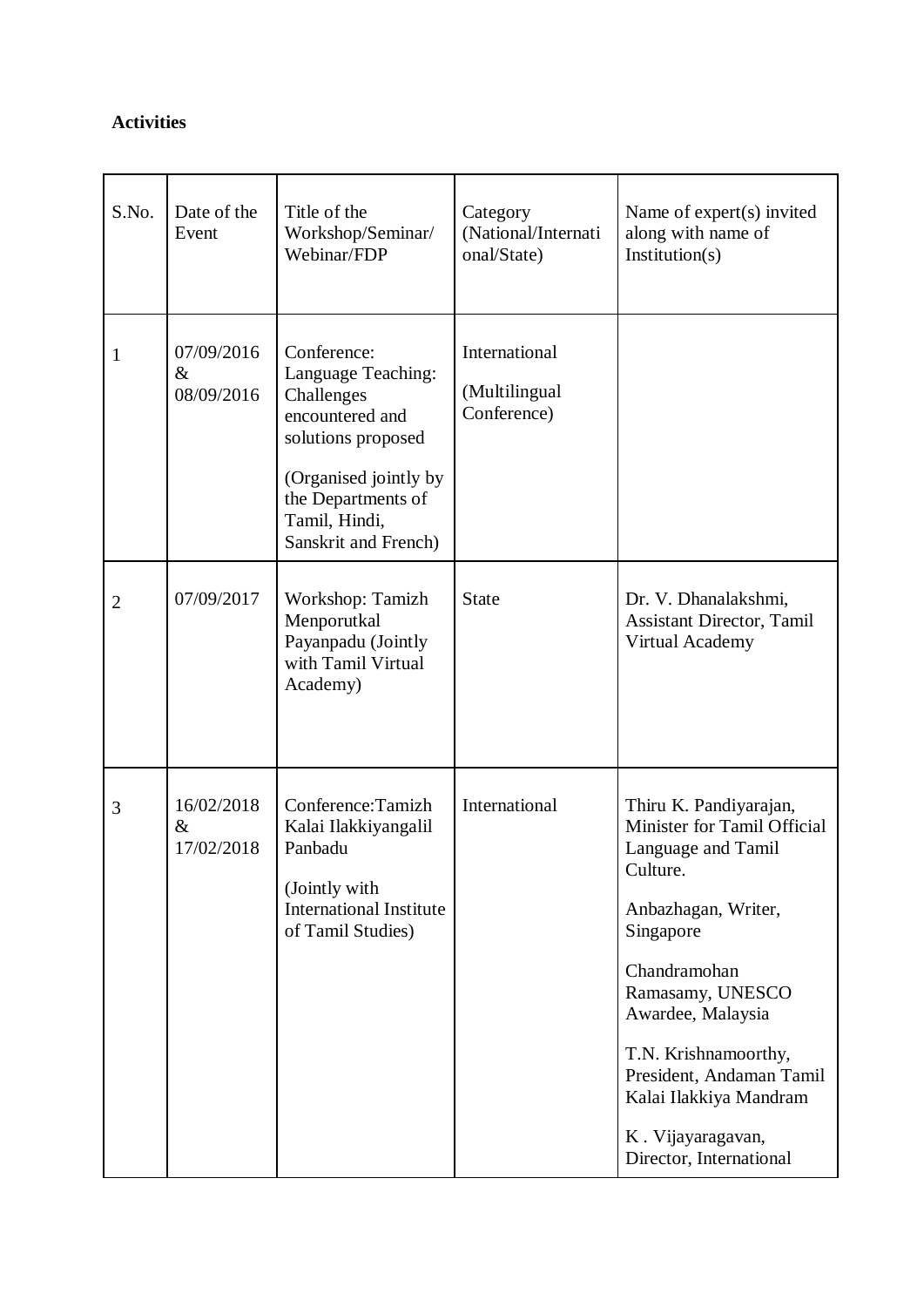**Activities**

| S.No. | Date of the Event | Title of the Workshop/Seminar/ Webinar/FDP | Category (National/International/State) | Name of expert(s) invited along with name of Institution(s) |
|---|---|---|---|---|
| 1 | 07/09/2016 & 08/09/2016 | Conference: Language Teaching: Challenges encountered and solutions proposed<br><br>(Organised jointly by the Departments of Tamil, Hindi, Sanskrit and French) | International<br><br>(Multilingual Conference) | |
| 2 | 07/09/2017 | Workshop: Tamizh Menporutkal Payanpadu (Jointly with Tamil Virtual Academy) | State | Dr. V. Dhanalakshmi, Assistant Director, Tamil Virtual Academy |
| 3 | 16/02/2018 & 17/02/2018 | Conference:Tamizh Kalai Ilakkiyangalil Panbadu<br><br>(Jointly with International Institute of Tamil Studies) | International | Thiru K. Pandiyarajan, Minister for Tamil Official Language and Tamil Culture.<br><br>Anbazhagan, Writer, Singapore<br><br>Chandramohan Ramasamy, UNESCO Awardee, Malaysia<br><br>T.N. Krishnamoorthy, President, Andaman Tamil Kalai Ilakkiya Mandram<br><br>K . Vijayaragavan, Director, International |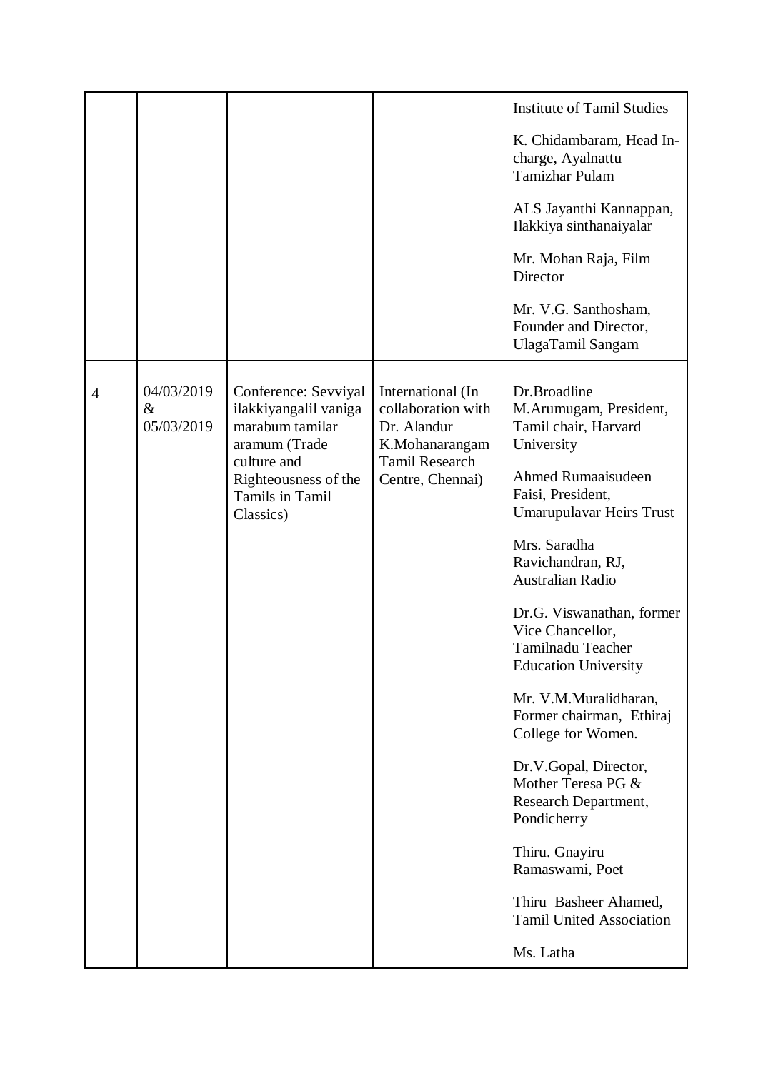| | | | | |
|---|---|---|---|---|
| | | | | Institute of Tamil Studies<br><br>K. Chidambaram, Head In-charge, Ayalnattu Tamizhar Pulam<br><br>ALS Jayanthi Kannappan, Ilakkiya sinthanaiyalar<br><br>Mr. Mohan Raja, Film Director<br><br>Mr. V.G. Santhosham, Founder and Director, UlagaTamil Sangam |
| 4 | 04/03/2019 & 05/03/2019 | Conference: Sevviyal ilakkiyangalil vaniga marabum tamilar aramum (Trade culture and Righteousness of the Tamils in Tamil Classics) | International (In collaboration with Dr. Alandur K.Mohanarangam Tamil Research Centre, Chennai) | Dr.Broadline M.Arumugam, President, Tamil chair, Harvard University<br><br>Ahmed Rumaaisudeen Faisi, President, Umarupulavar Heirs Trust<br><br>Mrs. Saradha Ravichandran, RJ, Australian Radio<br><br>Dr.G. Viswanathan, former Vice Chancellor, Tamilnadu Teacher Education University<br><br>Mr. V.M.Muralidharan, Former chairman, Ethiraj College for Women.<br><br>Dr.V.Gopal, Director, Mother Teresa PG & Research Department, Pondicherry<br><br>Thiru. Gnayiru Ramaswami, Poet<br><br>Thiru Basheer Ahamed, Tamil United Association<br><br>Ms. Latha |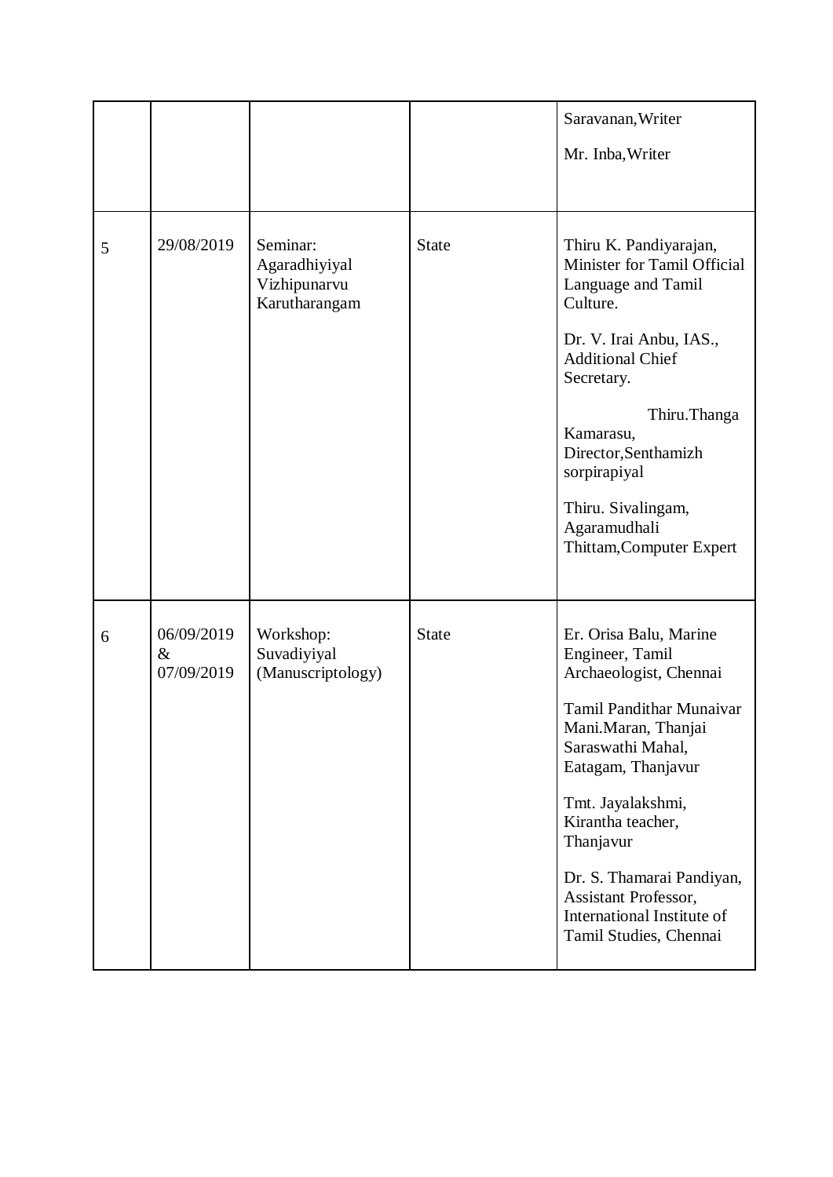| | | | | |
|---|---|---|---|---|
| | | | | Saravanan,Writer<br><br>Mr. Inba,Writer |
| 5 | 29/08/2019 | Seminar: Agaradhiyiyal Vizhipunarvu Karutharangam | State | Thiru K. Pandiyarajan, Minister for Tamil Official Language and Tamil Culture.<br><br>Dr. V. Irai Anbu, IAS., Additional Chief Secretary.<br><br>Thiru.Thanga Kamarasu, Director,Senthamizh sorpirapiyal<br><br>Thiru. Sivalingam, Agaramudhali Thittam,Computer Expert |
| 6 | 06/09/2019 & 07/09/2019 | Workshop: Suvadiyiyal (Manuscriptology) | State | Er. Orisa Balu, Marine Engineer, Tamil Archaeologist, Chennai<br><br>Tamil Pandithar Munaivar Mani.Maran, Thanjai Saraswathi Mahal, Eatagam, Thanjavur<br><br>Tmt. Jayalakshmi, Kirantha teacher, Thanjavur<br><br>Dr. S. Thamarai Pandiyan, Assistant Professor, International Institute of Tamil Studies, Chennai |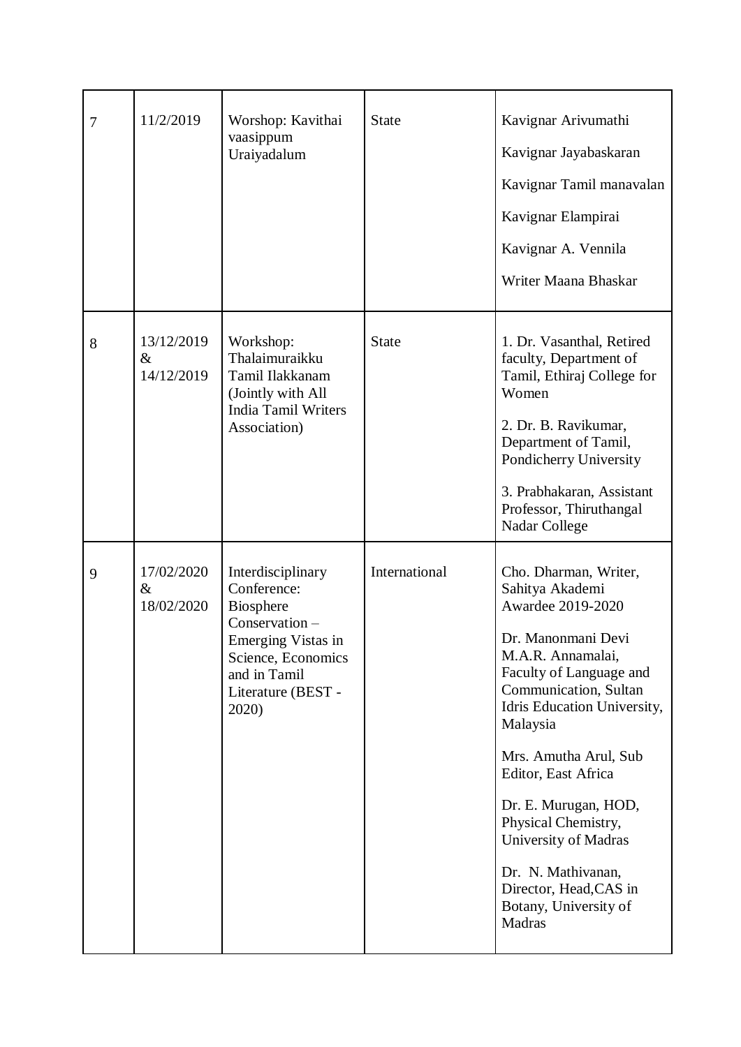| 7 | 11/2/2019 | Worshop: Kavithai vaasippum Uraiyadalum | State | Kavignar Arivumathi<br>Kavignar Jayabaskaran<br>Kavignar Tamil manavalan<br>Kavignar Elampirai<br>Kavignar A. Vennila<br>Writer Maana Bhaskar |
|---|---|---|---|---|
| 8 | 13/12/2019 & 14/12/2019 | Workshop: Thalaimuraikku Tamil Ilakkanam (Jointly with All India Tamil Writers Association) | State | 1. Dr. Vasanthal, Retired faculty, Department of Tamil, Ethiraj College for Women<br>2. Dr. B. Ravikumar, Department of Tamil, Pondicherry University<br>3. Prabhakaran, Assistant Professor, Thiruthangal Nadar College |
| 9 | 17/02/2020 & 18/02/2020 | Interdisciplinary Conference: Biosphere Conservation – Emerging Vistas in Science, Economics and in Tamil Literature (BEST - 2020) | International | Cho. Dharman, Writer, Sahitya Akademi Awardee 2019-2020<br>Dr. Manonmani Devi M.A.R. Annamalai, Faculty of Language and Communication, Sultan Idris Education University, Malaysia<br>Mrs. Amutha Arul, Sub Editor, East Africa<br>Dr. E. Murugan, HOD, Physical Chemistry, University of Madras<br>Dr. N. Mathivanan, Director, Head,CAS in Botany, University of Madras |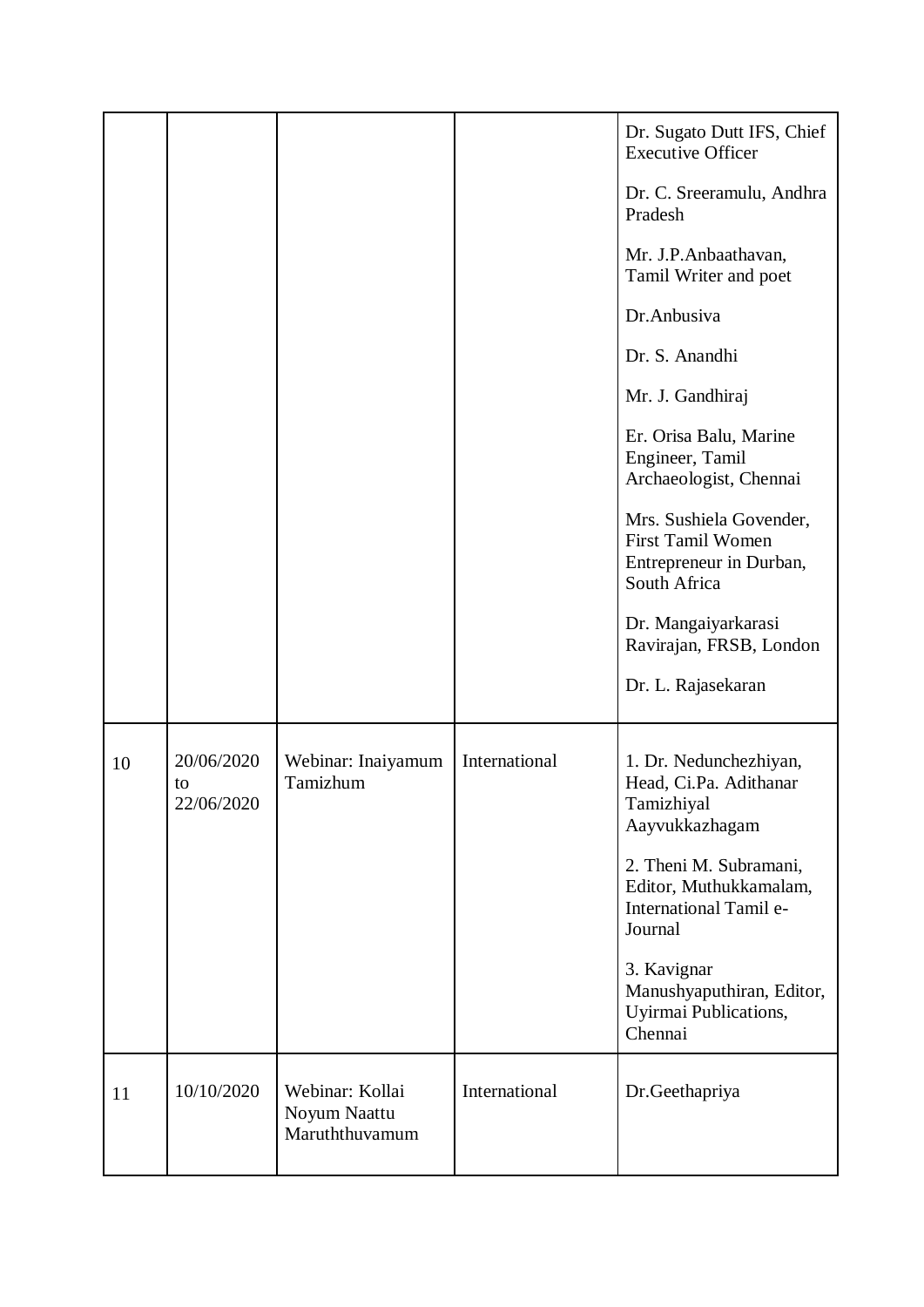| | | | | |
|---|---|---|---|---|
| | | | | Dr. Sugato Dutt IFS, Chief Executive Officer<br><br>Dr. C. Sreeramulu, Andhra Pradesh<br><br>Mr. J.P.Anbaathavan, Tamil Writer and poet<br><br>Dr.Anbusiva<br><br>Dr. S. Anandhi<br><br>Mr. J. Gandhiraj<br><br>Er. Orisa Balu, Marine Engineer, Tamil Archaeologist, Chennai<br><br>Mrs. Sushiela Govender, First Tamil Women Entrepreneur in Durban, South Africa<br><br>Dr. Mangaiyarkarasi Ravirajan, FRSB, London<br><br>Dr. L. Rajasekaran |
| 10 | 20/06/2020 to 22/06/2020 | Webinar: Inaiyamum Tamizhum | International | 1. Dr. Nedunchezhiyan, Head, Ci.Pa. Adithanar Tamizhiyal Aayvukkazhagam<br><br>2. Theni M. Subramani, Editor, Muthukkamalam, International Tamil e-Journal<br><br>3. Kavignar Manushyaputhiran, Editor, Uyirmai Publications, Chennai |
| 11 | 10/10/2020 | Webinar: Kollai Noyum Naattu Maruththuvamum | International | Dr.Geethapriya |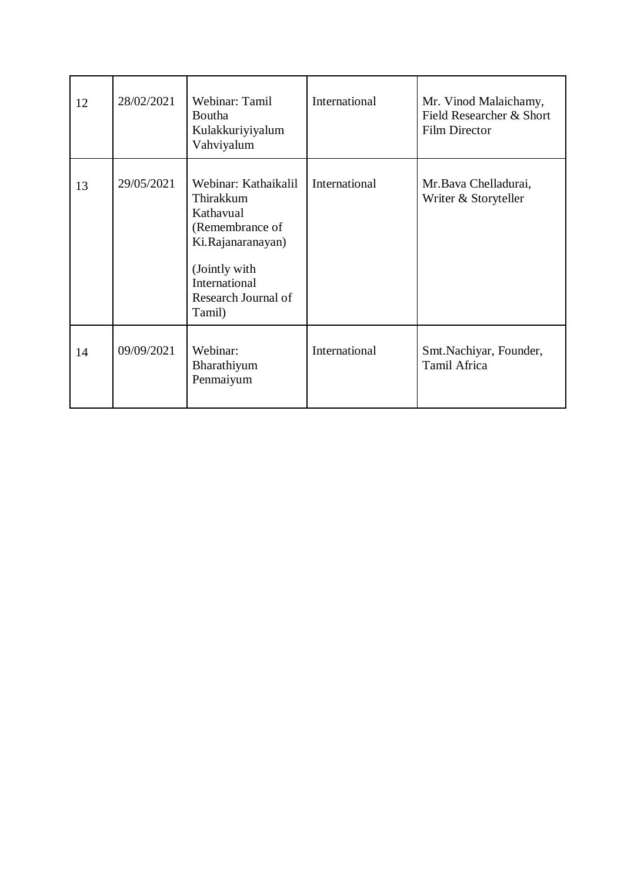| | | | | |
|---|---|---|---|---|
| 12 | 28/02/2021 | Webinar: Tamil Boutha Kulakkuriyiyalum Vahviyalum | International | Mr. Vinod Malaichamy, Field Researcher & Short Film Director |
| 13 | 29/05/2021 | Webinar: Kathaikalil Thirakkum Kathavual (Remembrance of Ki.Rajanaranayan) (Jointly with International Research Journal of Tamil) | International | Mr.Bava Chelladurai, Writer & Storyteller |
| 14 | 09/09/2021 | Webinar: Bharathiyum Penmaiyum | International | Smt.Nachiyar, Founder, Tamil Africa |